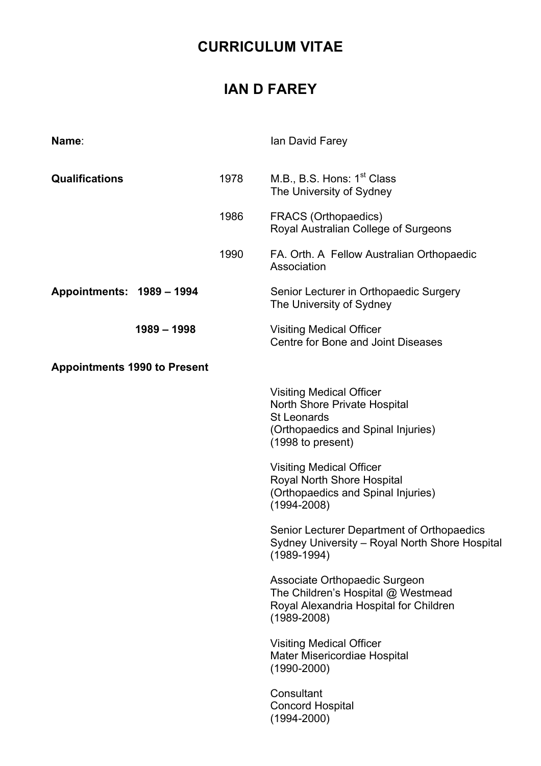# CURRICULUM VITAE

# IAN D FAREY

**Name**: Ian David Farey

**Qualifications**

1978 — M.B., B.S. Hons: 1st Class
The University of Sydney

1986 — FRACS (Orthopaedics)
Royal Australian College of Surgeons

1990 — FA. Orth. A Fellow Australian Orthopaedic Association

**Appointments: 1989 – 1994**

Senior Lecturer in Orthopaedic Surgery
The University of Sydney

**1989 – 1998**

Visiting Medical Officer
Centre for Bone and Joint Diseases

**Appointments 1990 to Present**

Visiting Medical Officer
North Shore Private Hospital
St Leonards
(Orthopaedics and Spinal Injuries)
(1998 to present)

Visiting Medical Officer
Royal North Shore Hospital
(Orthopaedics and Spinal Injuries)
(1994-2008)

Senior Lecturer Department of Orthopaedics
Sydney University – Royal North Shore Hospital
(1989-1994)

Associate Orthopaedic Surgeon
The Children's Hospital @ Westmead
Royal Alexandria Hospital for Children
(1989-2008)

Visiting Medical Officer
Mater Misericordiae Hospital
(1990-2000)

Consultant
Concord Hospital
(1994-2000)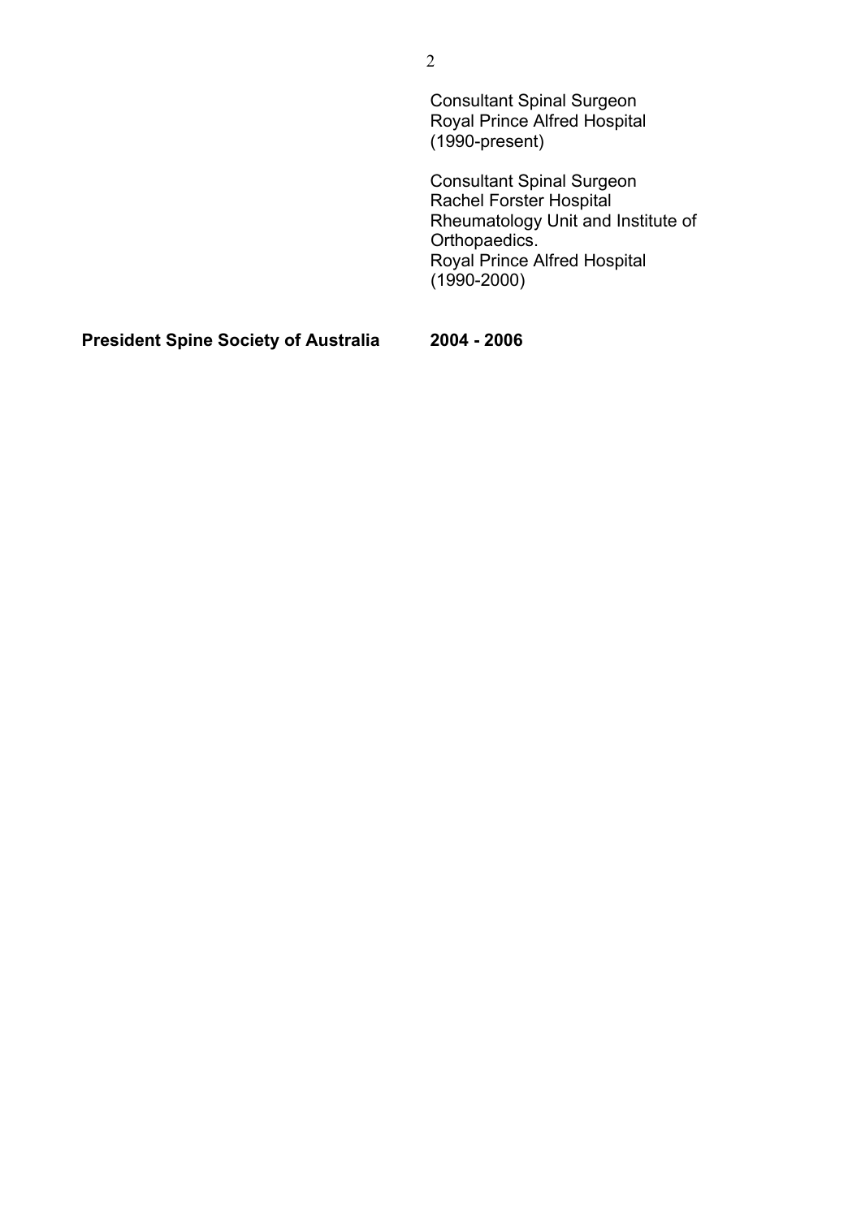Consultant Spinal Surgeon
Royal Prince Alfred Hospital
(1990-present)

Consultant Spinal Surgeon
Rachel Forster Hospital
Rheumatology Unit and Institute of Orthopaedics.
Royal Prince Alfred Hospital
(1990-2000)

**President Spine Society of Australia** **2004 - 2006**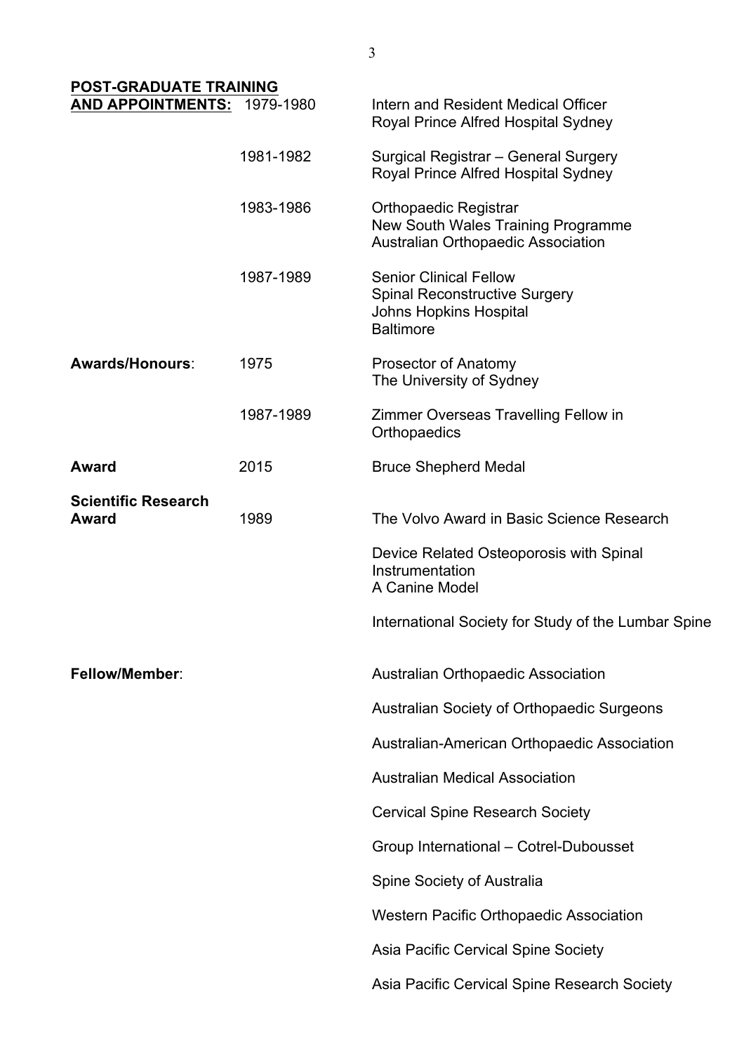**POST-GRADUATE TRAINING AND APPOINTMENTS:**

| | | |
|---|---|---|
| | 1979-1980 | Intern and Resident Medical Officer<br>Royal Prince Alfred Hospital Sydney |
| | 1981-1982 | Surgical Registrar – General Surgery<br>Royal Prince Alfred Hospital Sydney |
| | 1983-1986 | Orthopaedic Registrar<br>New South Wales Training Programme<br>Australian Orthopaedic Association |
| | 1987-1989 | Senior Clinical Fellow<br>Spinal Reconstructive Surgery<br>Johns Hopkins Hospital<br>Baltimore |
| **Awards/Honours**: | 1975 | Prosector of Anatomy<br>The University of Sydney |
| | 1987-1989 | Zimmer Overseas Travelling Fellow in Orthopaedics |
| **Award** | 2015 | Bruce Shepherd Medal |
| **Scientific Research Award** | 1989 | The Volvo Award in Basic Science Research<br><br>Device Related Osteoporosis with Spinal Instrumentation<br>A Canine Model<br><br>International Society for Study of the Lumbar Spine |

**Fellow/Member**:

- Australian Orthopaedic Association
- Australian Society of Orthopaedic Surgeons
- Australian-American Orthopaedic Association
- Australian Medical Association
- Cervical Spine Research Society
- Group International – Cotrel-Dubousset
- Spine Society of Australia
- Western Pacific Orthopaedic Association
- Asia Pacific Cervical Spine Society
- Asia Pacific Cervical Spine Research Society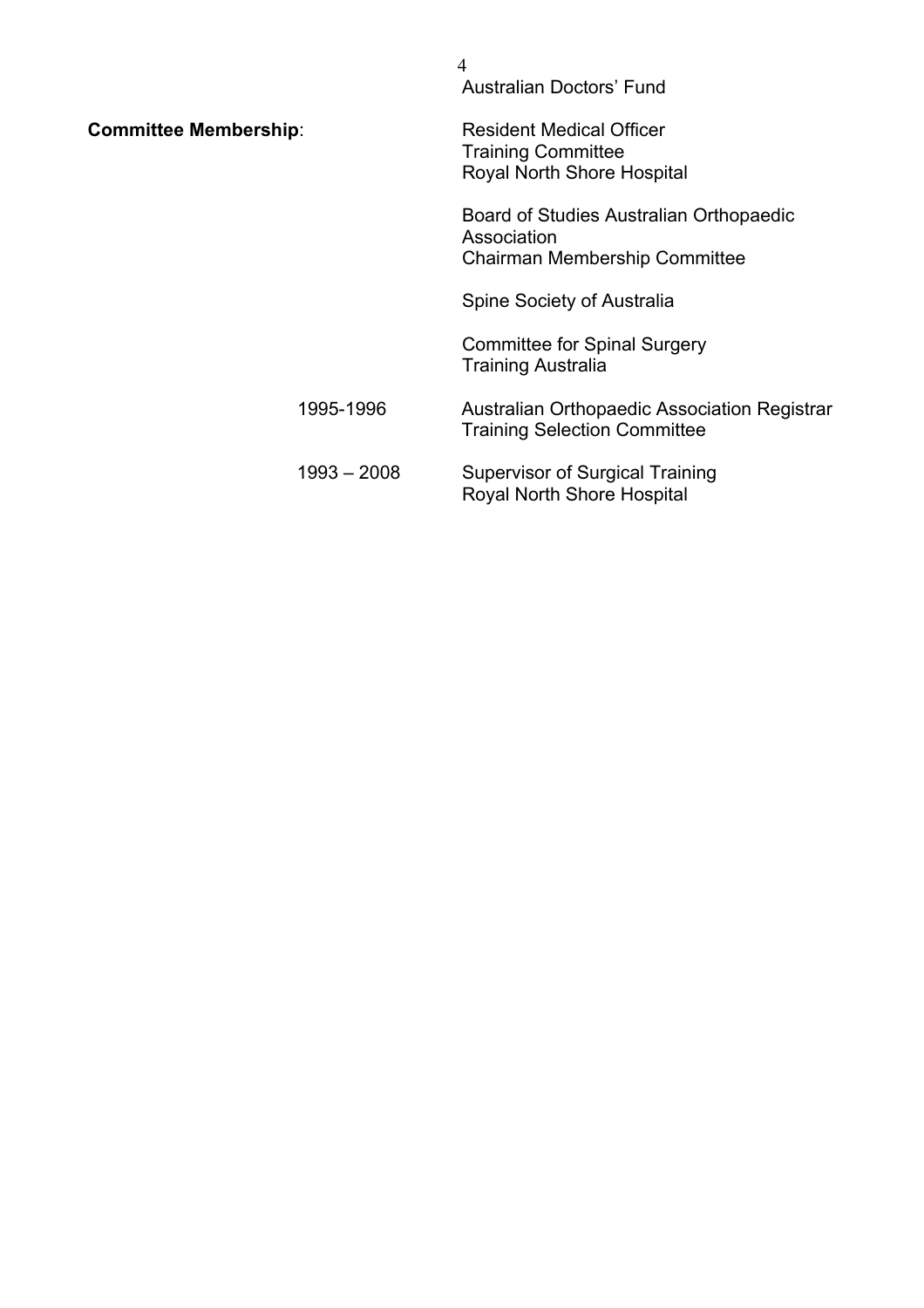Australian Doctors' Fund

**Committee Membership**:

Resident Medical Officer
Training Committee
Royal North Shore Hospital

Board of Studies Australian Orthopaedic Association
Chairman Membership Committee

Spine Society of Australia

Committee for Spinal Surgery
Training Australia

1995-1996 Australian Orthopaedic Association Registrar Training Selection Committee

1993 – 2008 Supervisor of Surgical Training
Royal North Shore Hospital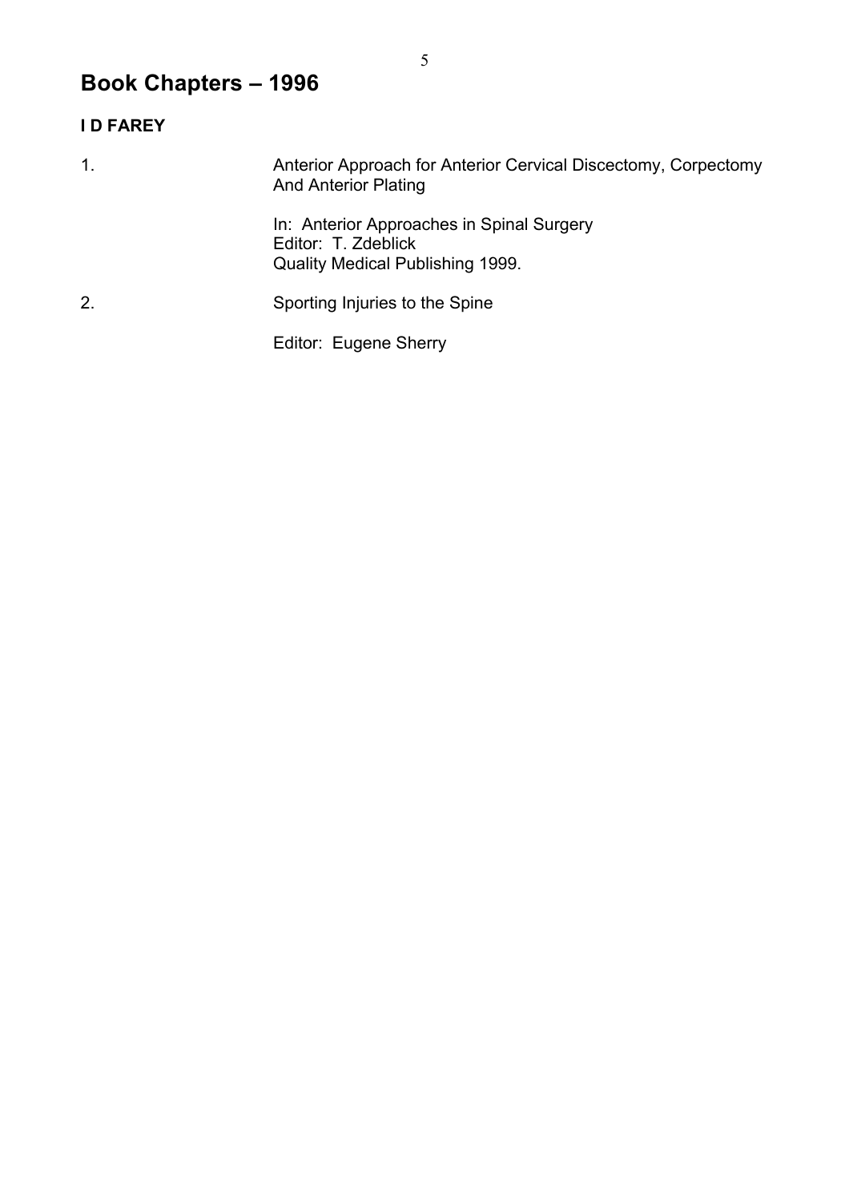# Book Chapters – 1996

**I D FAREY**

1. Anterior Approach for Anterior Cervical Discectomy, Corpectomy And Anterior Plating

   In: Anterior Approaches in Spinal Surgery
   Editor: T. Zdeblick
   Quality Medical Publishing 1999.

2. Sporting Injuries to the Spine

   Editor: Eugene Sherry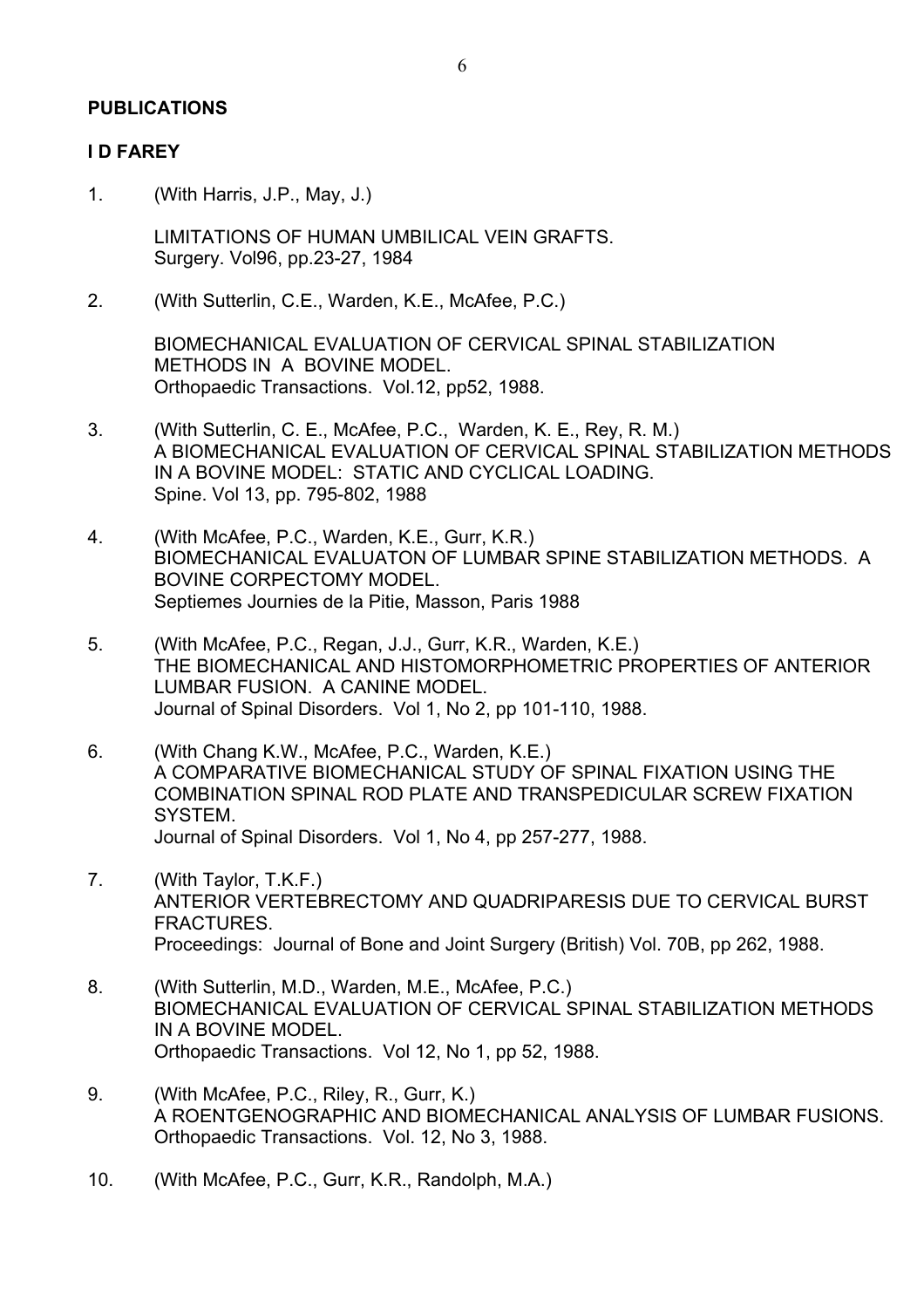**PUBLICATIONS**

**I D FAREY**

1. (With Harris, J.P., May, J.)

   LIMITATIONS OF HUMAN UMBILICAL VEIN GRAFTS.
   Surgery. Vol96, pp.23-27, 1984

2. (With Sutterlin, C.E., Warden, K.E., McAfee, P.C.)

   BIOMECHANICAL EVALUATION OF CERVICAL SPINAL STABILIZATION METHODS IN A BOVINE MODEL.
   Orthopaedic Transactions. Vol.12, pp52, 1988.

3. (With Sutterlin, C. E., McAfee, P.C., Warden, K. E., Rey, R. M.)
   A BIOMECHANICAL EVALUATION OF CERVICAL SPINAL STABILIZATION METHODS IN A BOVINE MODEL: STATIC AND CYCLICAL LOADING.
   Spine. Vol 13, pp. 795-802, 1988

4. (With McAfee, P.C., Warden, K.E., Gurr, K.R.)
   BIOMECHANICAL EVALUATON OF LUMBAR SPINE STABILIZATION METHODS. A BOVINE CORPECTOMY MODEL.
   Septiemes Journies de la Pitie, Masson, Paris 1988

5. (With McAfee, P.C., Regan, J.J., Gurr, K.R., Warden, K.E.)
   THE BIOMECHANICAL AND HISTOMORPHOMETRIC PROPERTIES OF ANTERIOR LUMBAR FUSION. A CANINE MODEL.
   Journal of Spinal Disorders. Vol 1, No 2, pp 101-110, 1988.

6. (With Chang K.W., McAfee, P.C., Warden, K.E.)
   A COMPARATIVE BIOMECHANICAL STUDY OF SPINAL FIXATION USING THE COMBINATION SPINAL ROD PLATE AND TRANSPEDICULAR SCREW FIXATION SYSTEM.
   Journal of Spinal Disorders. Vol 1, No 4, pp 257-277, 1988.

7. (With Taylor, T.K.F.)
   ANTERIOR VERTEBRECTOMY AND QUADRIPARESIS DUE TO CERVICAL BURST FRACTURES.
   Proceedings: Journal of Bone and Joint Surgery (British) Vol. 70B, pp 262, 1988.

8. (With Sutterlin, M.D., Warden, M.E., McAfee, P.C.)
   BIOMECHANICAL EVALUATION OF CERVICAL SPINAL STABILIZATION METHODS IN A BOVINE MODEL.
   Orthopaedic Transactions. Vol 12, No 1, pp 52, 1988.

9. (With McAfee, P.C., Riley, R., Gurr, K.)
   A ROENTGENOGRAPHIC AND BIOMECHANICAL ANALYSIS OF LUMBAR FUSIONS.
   Orthopaedic Transactions. Vol. 12, No 3, 1988.

10. (With McAfee, P.C., Gurr, K.R., Randolph, M.A.)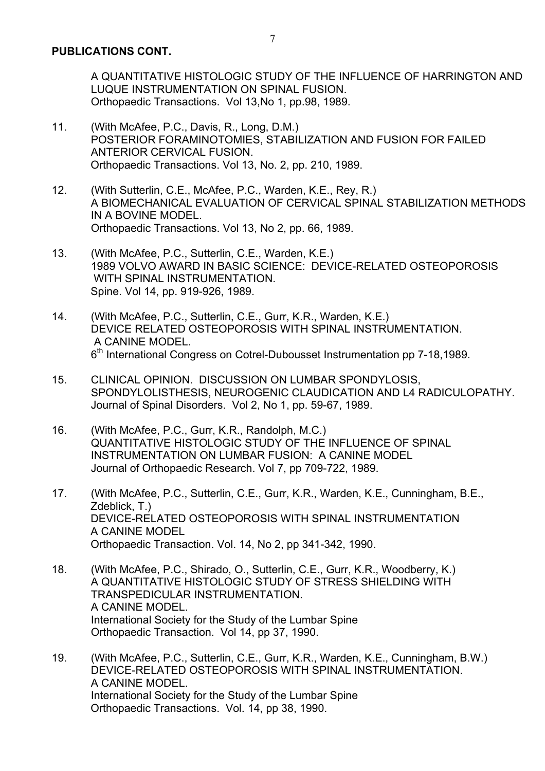**PUBLICATIONS CONT.**

A QUANTITATIVE HISTOLOGIC STUDY OF THE INFLUENCE OF HARRINGTON AND LUQUE INSTRUMENTATION ON SPINAL FUSION.
Orthopaedic Transactions. Vol 13,No 1, pp.98, 1989.

11. (With McAfee, P.C., Davis, R., Long, D.M.)
POSTERIOR FORAMINOTOMIES, STABILIZATION AND FUSION FOR FAILED ANTERIOR CERVICAL FUSION.
Orthopaedic Transactions. Vol 13, No. 2, pp. 210, 1989.

12. (With Sutterlin, C.E., McAfee, P.C., Warden, K.E., Rey, R.)
A BIOMECHANICAL EVALUATION OF CERVICAL SPINAL STABILIZATION METHODS IN A BOVINE MODEL.
Orthopaedic Transactions. Vol 13, No 2, pp. 66, 1989.

13. (With McAfee, P.C., Sutterlin, C.E., Warden, K.E.)
1989 VOLVO AWARD IN BASIC SCIENCE: DEVICE-RELATED OSTEOPOROSIS WITH SPINAL INSTRUMENTATION.
Spine. Vol 14, pp. 919-926, 1989.

14. (With McAfee, P.C., Sutterlin, C.E., Gurr, K.R., Warden, K.E.)
DEVICE RELATED OSTEOPOROSIS WITH SPINAL INSTRUMENTATION. A CANINE MODEL.
6th International Congress on Cotrel-Dubousset Instrumentation pp 7-18,1989.

15. CLINICAL OPINION. DISCUSSION ON LUMBAR SPONDYLOSIS, SPONDYLOLISTHESIS, NEUROGENIC CLAUDICATION AND L4 RADICULOPATHY.
Journal of Spinal Disorders. Vol 2, No 1, pp. 59-67, 1989.

16. (With McAfee, P.C., Gurr, K.R., Randolph, M.C.)
QUANTITATIVE HISTOLOGIC STUDY OF THE INFLUENCE OF SPINAL INSTRUMENTATION ON LUMBAR FUSION: A CANINE MODEL
Journal of Orthopaedic Research. Vol 7, pp 709-722, 1989.

17. (With McAfee, P.C., Sutterlin, C.E., Gurr, K.R., Warden, K.E., Cunningham, B.E., Zdeblick, T.)
DEVICE-RELATED OSTEOPOROSIS WITH SPINAL INSTRUMENTATION A CANINE MODEL
Orthopaedic Transaction. Vol. 14, No 2, pp 341-342, 1990.

18. (With McAfee, P.C., Shirado, O., Sutterlin, C.E., Gurr, K.R., Woodberry, K.)
A QUANTITATIVE HISTOLOGIC STUDY OF STRESS SHIELDING WITH TRANSPEDICULAR INSTRUMENTATION.
A CANINE MODEL.
International Society for the Study of the Lumbar Spine
Orthopaedic Transaction. Vol 14, pp 37, 1990.

19. (With McAfee, P.C., Sutterlin, C.E., Gurr, K.R., Warden, K.E., Cunningham, B.W.)
DEVICE-RELATED OSTEOPOROSIS WITH SPINAL INSTRUMENTATION.
A CANINE MODEL.
International Society for the Study of the Lumbar Spine
Orthopaedic Transactions. Vol. 14, pp 38, 1990.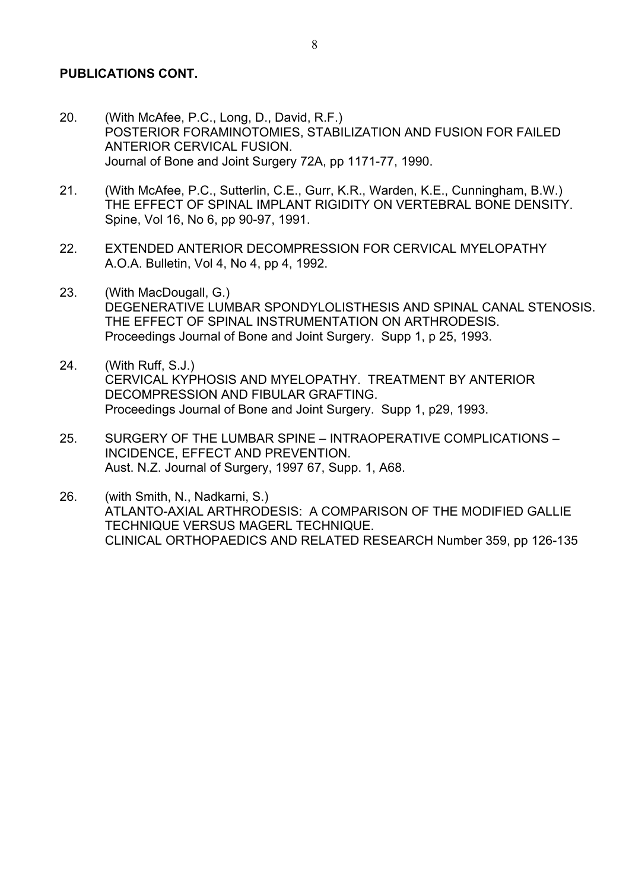**PUBLICATIONS CONT.**

20. (With McAfee, P.C., Long, D., David, R.F.)
    POSTERIOR FORAMINOTOMIES, STABILIZATION AND FUSION FOR FAILED ANTERIOR CERVICAL FUSION.
    Journal of Bone and Joint Surgery 72A, pp 1171-77, 1990.

21. (With McAfee, P.C., Sutterlin, C.E., Gurr, K.R., Warden, K.E., Cunningham, B.W.)
    THE EFFECT OF SPINAL IMPLANT RIGIDITY ON VERTEBRAL BONE DENSITY.
    Spine, Vol 16, No 6, pp 90-97, 1991.

22. EXTENDED ANTERIOR DECOMPRESSION FOR CERVICAL MYELOPATHY
    A.O.A. Bulletin, Vol 4, No 4, pp 4, 1992.

23. (With MacDougall, G.)
    DEGENERATIVE LUMBAR SPONDYLOLISTHESIS AND SPINAL CANAL STENOSIS. THE EFFECT OF SPINAL INSTRUMENTATION ON ARTHRODESIS.
    Proceedings Journal of Bone and Joint Surgery. Supp 1, p 25, 1993.

24. (With Ruff, S.J.)
    CERVICAL KYPHOSIS AND MYELOPATHY. TREATMENT BY ANTERIOR DECOMPRESSION AND FIBULAR GRAFTING.
    Proceedings Journal of Bone and Joint Surgery. Supp 1, p29, 1993.

25. SURGERY OF THE LUMBAR SPINE – INTRAOPERATIVE COMPLICATIONS – INCIDENCE, EFFECT AND PREVENTION.
    Aust. N.Z. Journal of Surgery, 1997 67, Supp. 1, A68.

26. (with Smith, N., Nadkarni, S.)
    ATLANTO-AXIAL ARTHRODESIS: A COMPARISON OF THE MODIFIED GALLIE TECHNIQUE VERSUS MAGERL TECHNIQUE.
    CLINICAL ORTHOPAEDICS AND RELATED RESEARCH Number 359, pp 126-135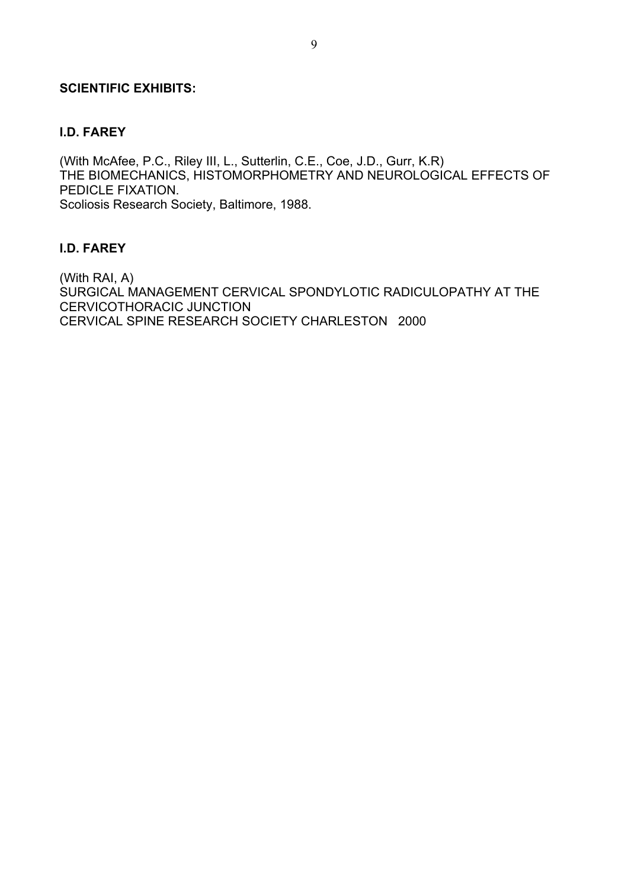**SCIENTIFIC EXHIBITS:**

**I.D. FAREY**

(With McAfee, P.C., Riley III, L., Sutterlin, C.E., Coe, J.D., Gurr, K.R)
THE BIOMECHANICS, HISTOMORPHOMETRY AND NEUROLOGICAL EFFECTS OF PEDICLE FIXATION.
Scoliosis Research Society, Baltimore, 1988.

**I.D. FAREY**

(With RAI, A)
SURGICAL MANAGEMENT CERVICAL SPONDYLOTIC RADICULOPATHY AT THE CERVICOTHORACIC JUNCTION
CERVICAL SPINE RESEARCH SOCIETY CHARLESTON 2000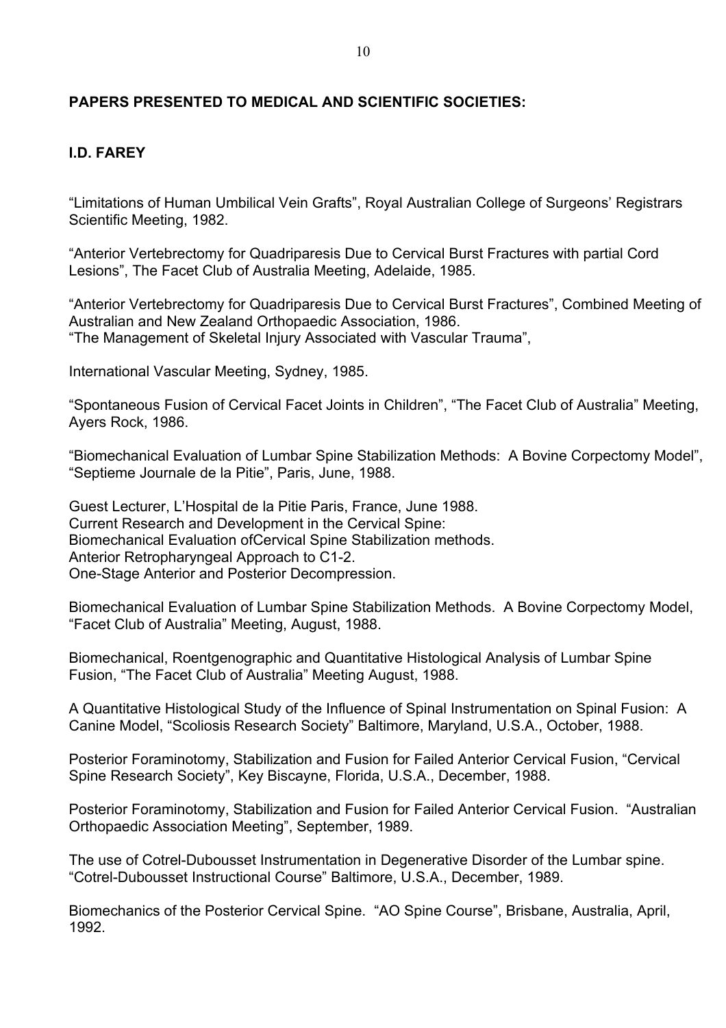## PAPERS PRESENTED TO MEDICAL AND SCIENTIFIC SOCIETIES:

### I.D. FAREY

"Limitations of Human Umbilical Vein Grafts", Royal Australian College of Surgeons' Registrars Scientific Meeting, 1982.

"Anterior Vertebrectomy for Quadriparesis Due to Cervical Burst Fractures with partial Cord Lesions", The Facet Club of Australia Meeting, Adelaide, 1985.

"Anterior Vertebrectomy for Quadriparesis Due to Cervical Burst Fractures", Combined Meeting of Australian and New Zealand Orthopaedic Association, 1986.
"The Management of Skeletal Injury Associated with Vascular Trauma",

International Vascular Meeting, Sydney, 1985.

"Spontaneous Fusion of Cervical Facet Joints in Children", "The Facet Club of Australia" Meeting, Ayers Rock, 1986.

"Biomechanical Evaluation of Lumbar Spine Stabilization Methods: A Bovine Corpectomy Model", "Septieme Journale de la Pitie", Paris, June, 1988.

Guest Lecturer, L'Hospital de la Pitie Paris, France, June 1988.
Current Research and Development in the Cervical Spine:
Biomechanical Evaluation ofCervical Spine Stabilization methods.
Anterior Retropharyngeal Approach to C1-2.
One-Stage Anterior and Posterior Decompression.

Biomechanical Evaluation of Lumbar Spine Stabilization Methods. A Bovine Corpectomy Model, "Facet Club of Australia" Meeting, August, 1988.

Biomechanical, Roentgenographic and Quantitative Histological Analysis of Lumbar Spine Fusion, "The Facet Club of Australia" Meeting August, 1988.

A Quantitative Histological Study of the Influence of Spinal Instrumentation on Spinal Fusion: A Canine Model, "Scoliosis Research Society" Baltimore, Maryland, U.S.A., October, 1988.

Posterior Foraminotomy, Stabilization and Fusion for Failed Anterior Cervical Fusion, "Cervical Spine Research Society", Key Biscayne, Florida, U.S.A., December, 1988.

Posterior Foraminotomy, Stabilization and Fusion for Failed Anterior Cervical Fusion. "Australian Orthopaedic Association Meeting", September, 1989.

The use of Cotrel-Dubousset Instrumentation in Degenerative Disorder of the Lumbar spine. "Cotrel-Dubousset Instructional Course" Baltimore, U.S.A., December, 1989.

Biomechanics of the Posterior Cervical Spine. "AO Spine Course", Brisbane, Australia, April, 1992.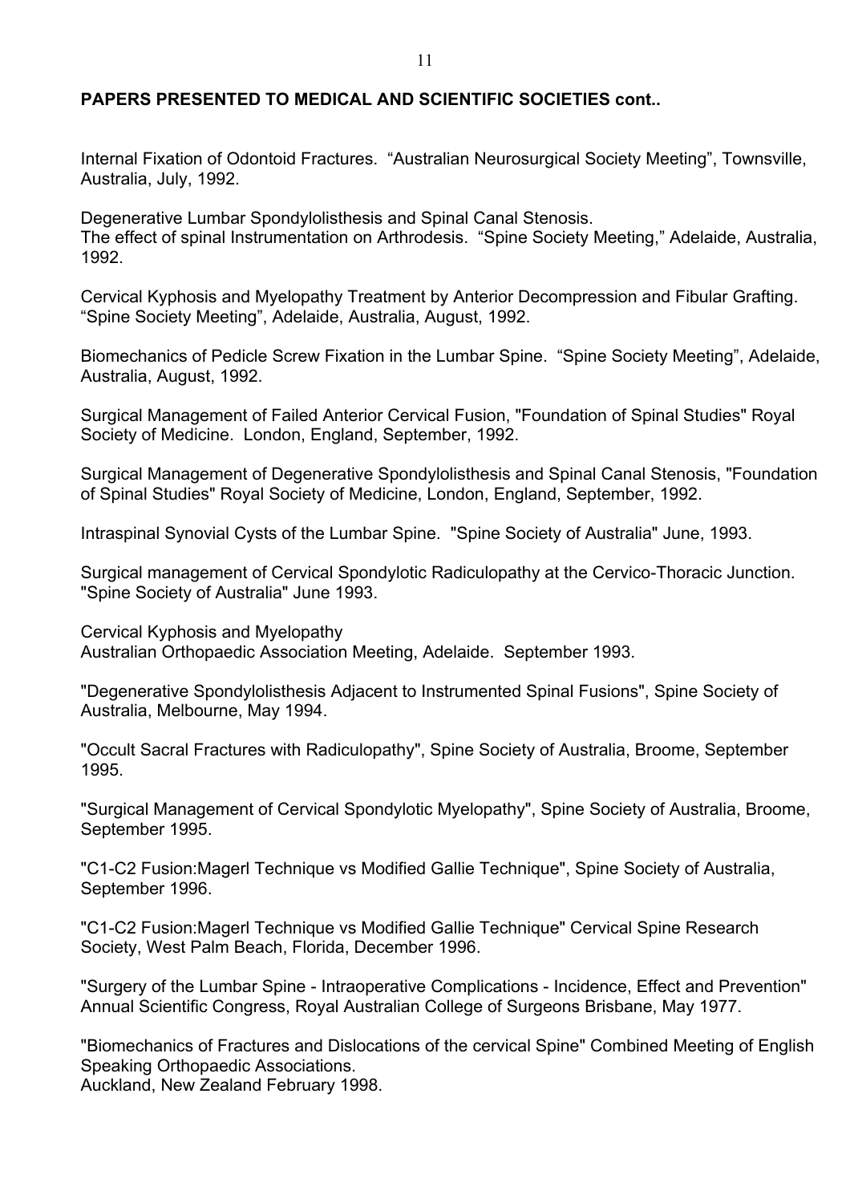## PAPERS PRESENTED TO MEDICAL AND SCIENTIFIC SOCIETIES cont..

Internal Fixation of Odontoid Fractures. "Australian Neurosurgical Society Meeting", Townsville, Australia, July, 1992.

Degenerative Lumbar Spondylolisthesis and Spinal Canal Stenosis.
The effect of spinal Instrumentation on Arthrodesis. "Spine Society Meeting," Adelaide, Australia, 1992.

Cervical Kyphosis and Myelopathy Treatment by Anterior Decompression and Fibular Grafting. "Spine Society Meeting", Adelaide, Australia, August, 1992.

Biomechanics of Pedicle Screw Fixation in the Lumbar Spine. "Spine Society Meeting", Adelaide, Australia, August, 1992.

Surgical Management of Failed Anterior Cervical Fusion, "Foundation of Spinal Studies" Royal Society of Medicine. London, England, September, 1992.

Surgical Management of Degenerative Spondylolisthesis and Spinal Canal Stenosis, "Foundation of Spinal Studies" Royal Society of Medicine, London, England, September, 1992.

Intraspinal Synovial Cysts of the Lumbar Spine. "Spine Society of Australia" June, 1993.

Surgical management of Cervical Spondylotic Radiculopathy at the Cervico-Thoracic Junction. "Spine Society of Australia" June 1993.

Cervical Kyphosis and Myelopathy
Australian Orthopaedic Association Meeting, Adelaide. September 1993.

"Degenerative Spondylolisthesis Adjacent to Instrumented Spinal Fusions", Spine Society of Australia, Melbourne, May 1994.

"Occult Sacral Fractures with Radiculopathy", Spine Society of Australia, Broome, September 1995.

"Surgical Management of Cervical Spondylotic Myelopathy", Spine Society of Australia, Broome, September 1995.

"C1-C2 Fusion:Magerl Technique vs Modified Gallie Technique", Spine Society of Australia, September 1996.

"C1-C2 Fusion:Magerl Technique vs Modified Gallie Technique" Cervical Spine Research Society, West Palm Beach, Florida, December 1996.

"Surgery of the Lumbar Spine - Intraoperative Complications - Incidence, Effect and Prevention" Annual Scientific Congress, Royal Australian College of Surgeons Brisbane, May 1977.

"Biomechanics of Fractures and Dislocations of the cervical Spine" Combined Meeting of English Speaking Orthopaedic Associations.
Auckland, New Zealand February 1998.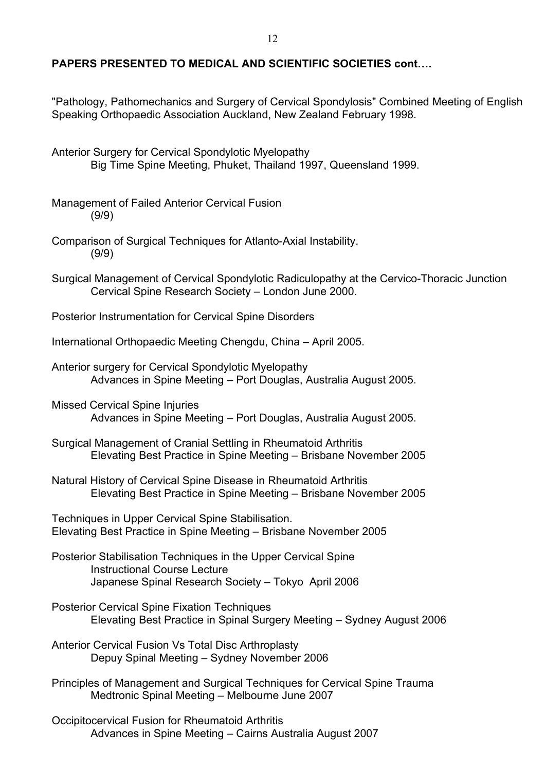**PAPERS PRESENTED TO MEDICAL AND SCIENTIFIC SOCIETIES cont….**

"Pathology, Pathomechanics and Surgery of Cervical Spondylosis" Combined Meeting of English Speaking Orthopaedic Association Auckland, New Zealand February 1998.

Anterior Surgery for Cervical Spondylotic Myelopathy
Big Time Spine Meeting, Phuket, Thailand 1997, Queensland 1999.

Management of Failed Anterior Cervical Fusion
(9/9)

Comparison of Surgical Techniques for Atlanto-Axial Instability.
(9/9)

Surgical Management of Cervical Spondylotic Radiculopathy at the Cervico-Thoracic Junction
Cervical Spine Research Society – London June 2000.

Posterior Instrumentation for Cervical Spine Disorders

International Orthopaedic Meeting Chengdu, China – April 2005.

Anterior surgery for Cervical Spondylotic Myelopathy
Advances in Spine Meeting – Port Douglas, Australia August 2005.

Missed Cervical Spine Injuries
Advances in Spine Meeting – Port Douglas, Australia August 2005.

Surgical Management of Cranial Settling in Rheumatoid Arthritis
Elevating Best Practice in Spine Meeting – Brisbane November 2005

Natural History of Cervical Spine Disease in Rheumatoid Arthritis
Elevating Best Practice in Spine Meeting – Brisbane November 2005

Techniques in Upper Cervical Spine Stabilisation.
Elevating Best Practice in Spine Meeting – Brisbane November 2005

Posterior Stabilisation Techniques in the Upper Cervical Spine
Instructional Course Lecture
Japanese Spinal Research Society – Tokyo April 2006

Posterior Cervical Spine Fixation Techniques
Elevating Best Practice in Spinal Surgery Meeting – Sydney August 2006

Anterior Cervical Fusion Vs Total Disc Arthroplasty
Depuy Spinal Meeting – Sydney November 2006

Principles of Management and Surgical Techniques for Cervical Spine Trauma
Medtronic Spinal Meeting – Melbourne June 2007

Occipitocervical Fusion for Rheumatoid Arthritis
Advances in Spine Meeting – Cairns Australia August 2007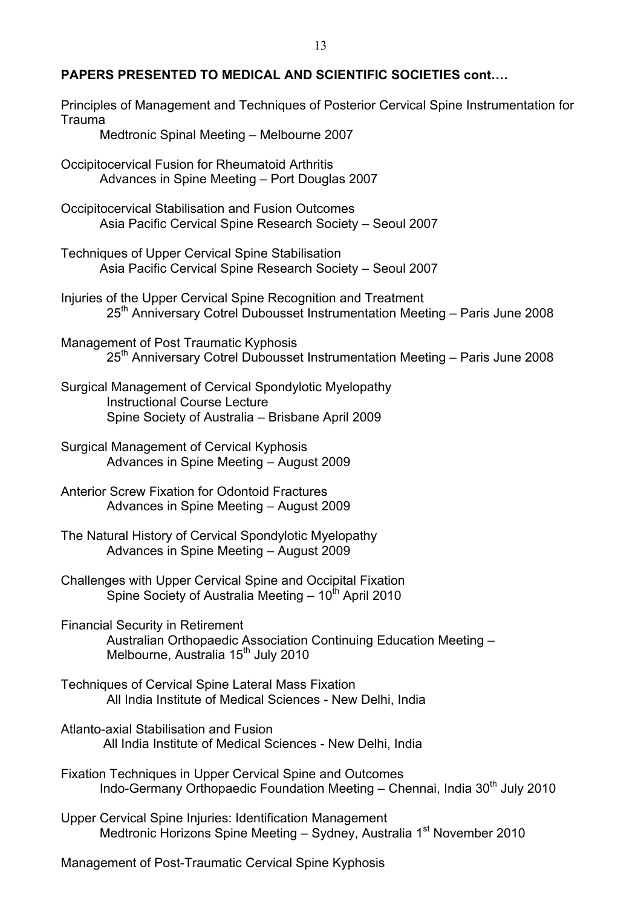## PAPERS PRESENTED TO MEDICAL AND SCIENTIFIC SOCIETIES cont….

Principles of Management and Techniques of Posterior Cervical Spine Instrumentation for Trauma
Medtronic Spinal Meeting – Melbourne 2007

Occipitocervical Fusion for Rheumatoid Arthritis
Advances in Spine Meeting – Port Douglas 2007

Occipitocervical Stabilisation and Fusion Outcomes
Asia Pacific Cervical Spine Research Society – Seoul 2007

Techniques of Upper Cervical Spine Stabilisation
Asia Pacific Cervical Spine Research Society – Seoul 2007

Injuries of the Upper Cervical Spine Recognition and Treatment
25th Anniversary Cotrel Dubousset Instrumentation Meeting – Paris June 2008

Management of Post Traumatic Kyphosis
25th Anniversary Cotrel Dubousset Instrumentation Meeting – Paris June 2008

Surgical Management of Cervical Spondylotic Myelopathy
Instructional Course Lecture
Spine Society of Australia – Brisbane April 2009

Surgical Management of Cervical Kyphosis
Advances in Spine Meeting – August 2009

Anterior Screw Fixation for Odontoid Fractures
Advances in Spine Meeting – August 2009

The Natural History of Cervical Spondylotic Myelopathy
Advances in Spine Meeting – August 2009

Challenges with Upper Cervical Spine and Occipital Fixation
Spine Society of Australia Meeting – 10th April 2010

Financial Security in Retirement
Australian Orthopaedic Association Continuing Education Meeting – Melbourne, Australia 15th July 2010

Techniques of Cervical Spine Lateral Mass Fixation
All India Institute of Medical Sciences - New Delhi, India

Atlanto-axial Stabilisation and Fusion
All India Institute of Medical Sciences - New Delhi, India

Fixation Techniques in Upper Cervical Spine and Outcomes
Indo-Germany Orthopaedic Foundation Meeting – Chennai, India 30th July 2010

Upper Cervical Spine Injuries: Identification Management
Medtronic Horizons Spine Meeting – Sydney, Australia 1st November 2010

Management of Post-Traumatic Cervical Spine Kyphosis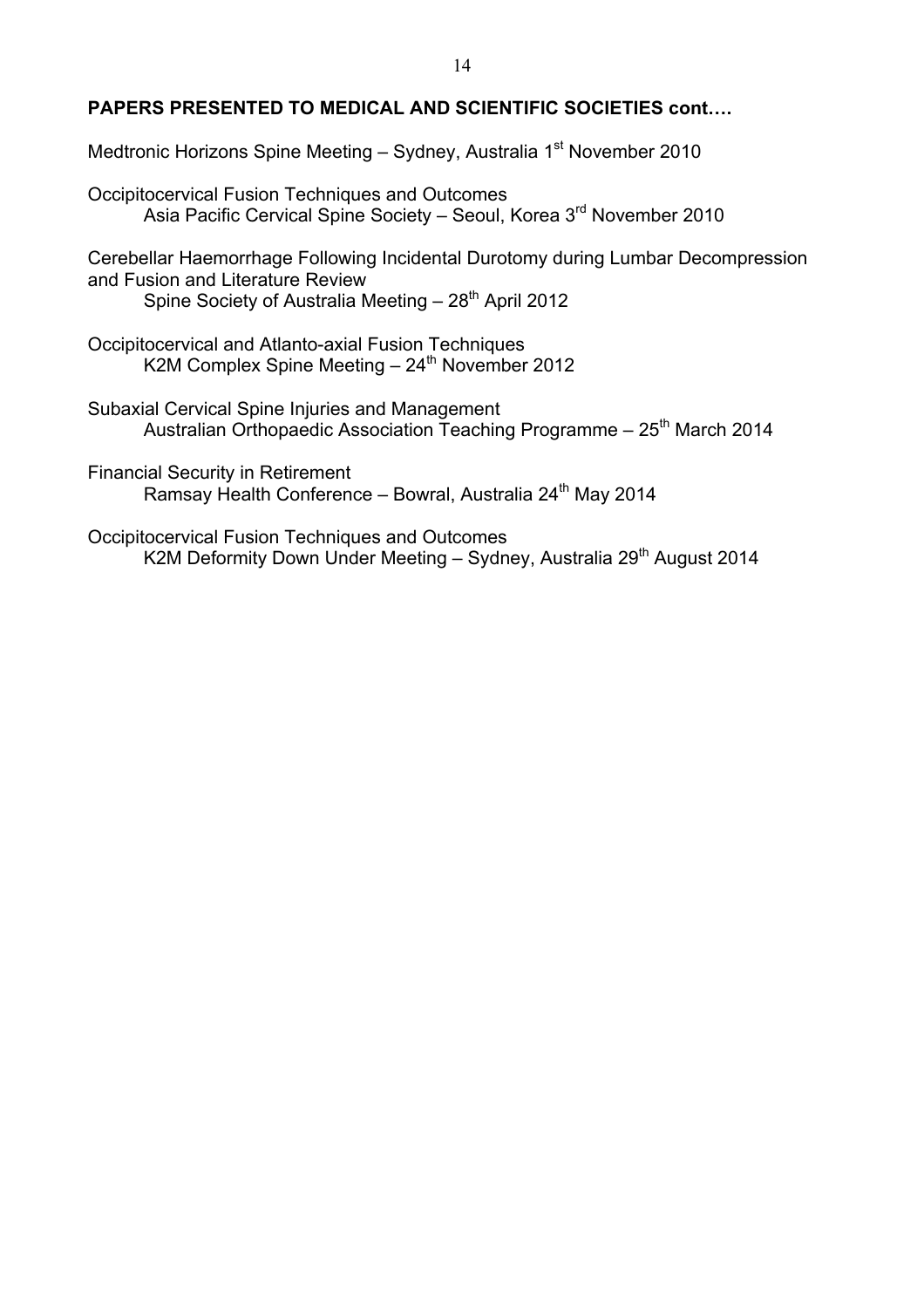**PAPERS PRESENTED TO MEDICAL AND SCIENTIFIC SOCIETIES cont….**

Medtronic Horizons Spine Meeting – Sydney, Australia 1st November 2010

Occipitocervical Fusion Techniques and Outcomes
    Asia Pacific Cervical Spine Society – Seoul, Korea 3rd November 2010

Cerebellar Haemorrhage Following Incidental Durotomy during Lumbar Decompression and Fusion and Literature Review
    Spine Society of Australia Meeting – 28th April 2012

Occipitocervical and Atlanto-axial Fusion Techniques
    K2M Complex Spine Meeting – 24th November 2012

Subaxial Cervical Spine Injuries and Management
    Australian Orthopaedic Association Teaching Programme – 25th March 2014

Financial Security in Retirement
    Ramsay Health Conference – Bowral, Australia 24th May 2014

Occipitocervical Fusion Techniques and Outcomes
    K2M Deformity Down Under Meeting – Sydney, Australia 29th August 2014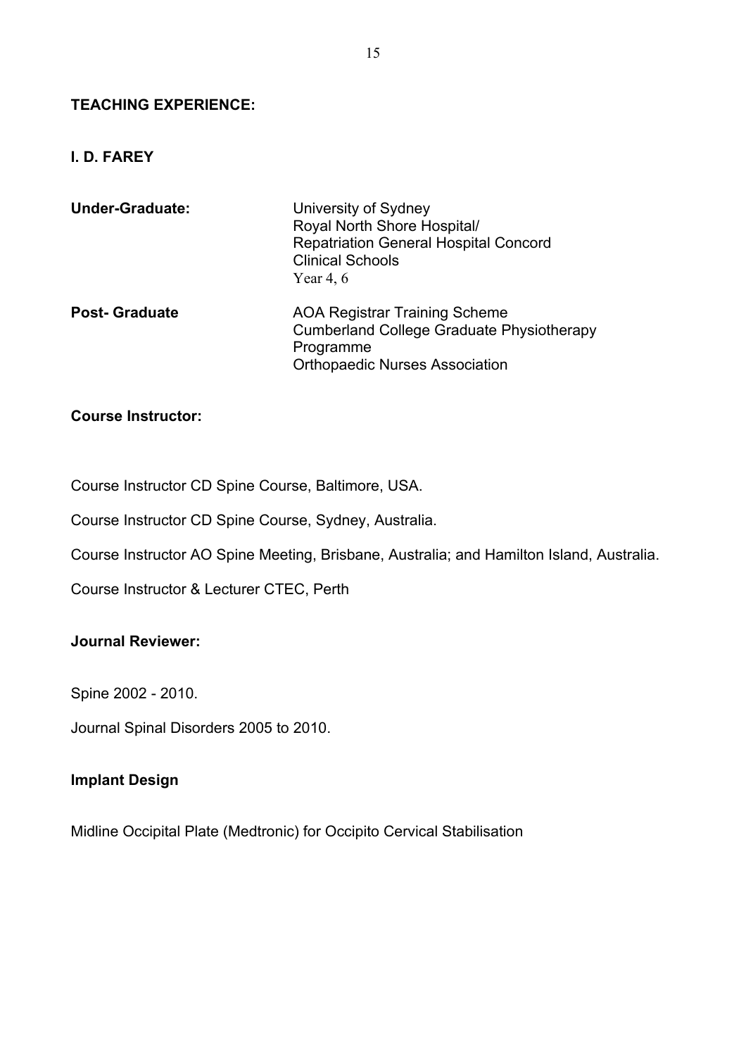**TEACHING EXPERIENCE:**

**I. D. FAREY**

| | |
|---|---|
| **Under-Graduate:** | University of Sydney<br>Royal North Shore Hospital/<br>Repatriation General Hospital Concord<br>Clinical Schools<br>Year 4, 6 |
| **Post- Graduate** | AOA Registrar Training Scheme<br>Cumberland College Graduate Physiotherapy Programme<br>Orthopaedic Nurses Association |

**Course Instructor:**

Course Instructor CD Spine Course, Baltimore, USA.

Course Instructor CD Spine Course, Sydney, Australia.

Course Instructor AO Spine Meeting, Brisbane, Australia; and Hamilton Island, Australia.

Course Instructor & Lecturer CTEC, Perth

**Journal Reviewer:**

Spine 2002 - 2010.

Journal Spinal Disorders 2005 to 2010.

**Implant Design**

Midline Occipital Plate (Medtronic) for Occipito Cervical Stabilisation